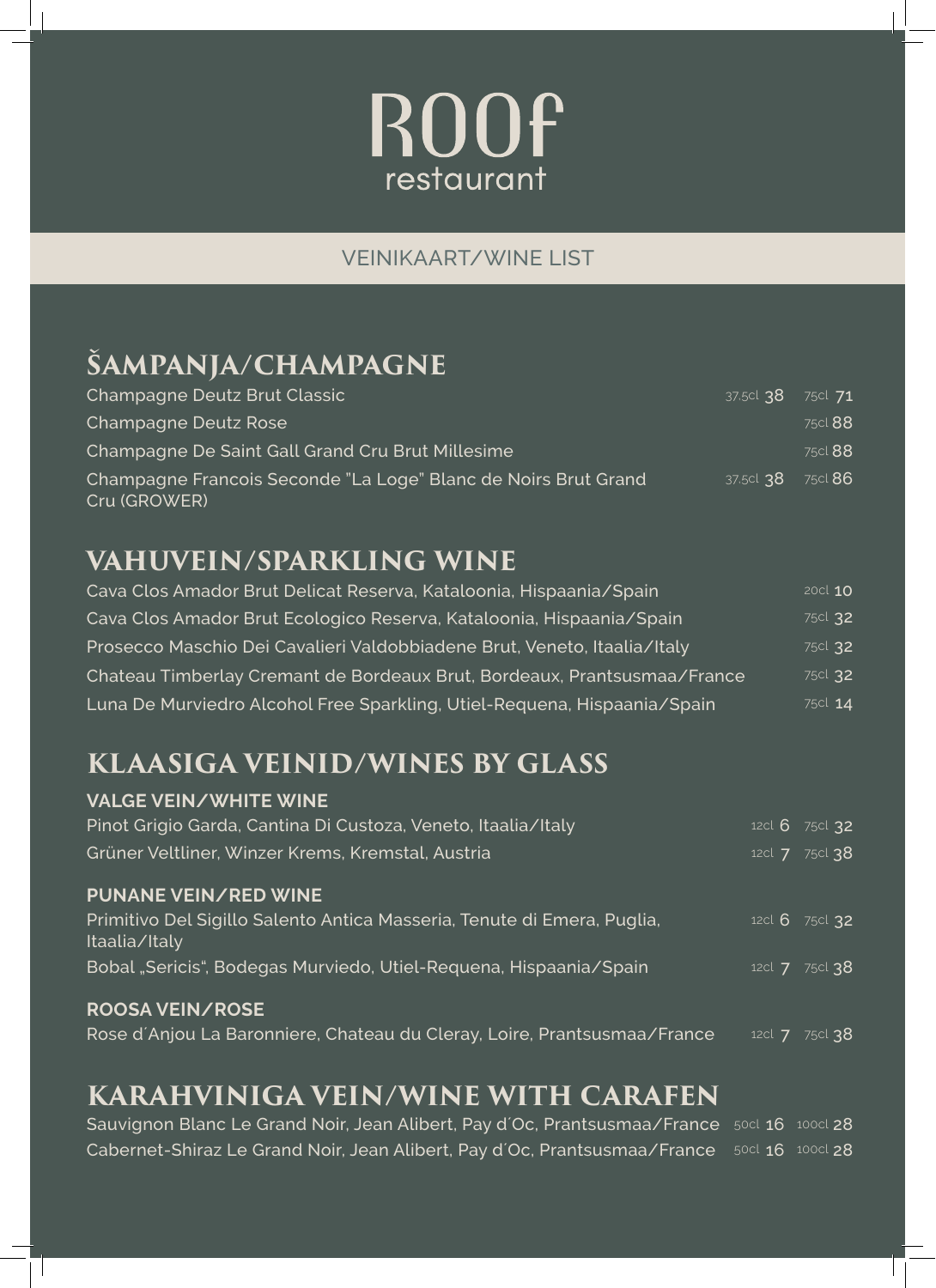# ROOf restaurant

VEINIKAART/WINE LIST

## ŠAMPANJA/CHAMPAGNE

| | | |
|---|---|---|
| Champagne Deutz Brut Classic | 37,5cl 38 | 75cl 71 |
| Champagne Deutz Rose | | 75cl 88 |
| Champagne De Saint Gall Grand Cru Brut Millesime | | 75cl 88 |
| Champagne Francois Seconde "La Loge" Blanc de Noirs Brut Grand Cru (GROWER) | 37,5cl 38 | 75cl 86 |

## VAHUVEIN/SPARKLING WINE

| | |
|---|---|
| Cava Clos Amador Brut Delicat Reserva, Kataloonia, Hispaania/Spain | 20cl 10 |
| Cava Clos Amador Brut Ecologico Reserva, Kataloonia, Hispaania/Spain | 75cl 32 |
| Prosecco Maschio Dei Cavalieri Valdobbiadene Brut, Veneto, Itaalia/Italy | 75cl 32 |
| Chateau Timberlay Cremant de Bordeaux Brut, Bordeaux, Prantsusmaa/France | 75cl 32 |
| Luna De Murviedro Alcohol Free Sparkling, Utiel-Requena, Hispaania/Spain | 75cl 14 |

## KLAASIGA VEINID/WINES BY GLASS

**VALGE VEIN/WHITE WINE**

| | | |
|---|---|---|
| Pinot Grigio Garda, Cantina Di Custoza, Veneto, Itaalia/Italy | 12cl 6 | 75cl 32 |
| Grüner Veltliner, Winzer Krems, Kremstal, Austria | 12cl 7 | 75cl 38 |

**PUNANE VEIN/RED WINE**

| | | |
|---|---|---|
| Primitivo Del Sigillo Salento Antica Masseria, Tenute di Emera, Puglia, Itaalia/Italy | 12cl 6 | 75cl 32 |
| Bobal „Sericis", Bodegas Murviedo, Utiel-Requena, Hispaania/Spain | 12cl 7 | 75cl 38 |

**ROOSA VEIN/ROSE**

| | | |
|---|---|---|
| Rose d´Anjou La Baronniere, Chateau du Cleray, Loire, Prantsusmaa/France | 12cl 7 | 75cl 38 |

## KARAHVINIGA VEIN/WINE WITH CARAFEN

| | | |
|---|---|---|
| Sauvignon Blanc Le Grand Noir, Jean Alibert, Pay d´Oc, Prantsusmaa/France | 50cl 16 | 100cl 28 |
| Cabernet-Shiraz Le Grand Noir, Jean Alibert, Pay d´Oc, Prantsusmaa/France | 50cl 16 | 100cl 28 |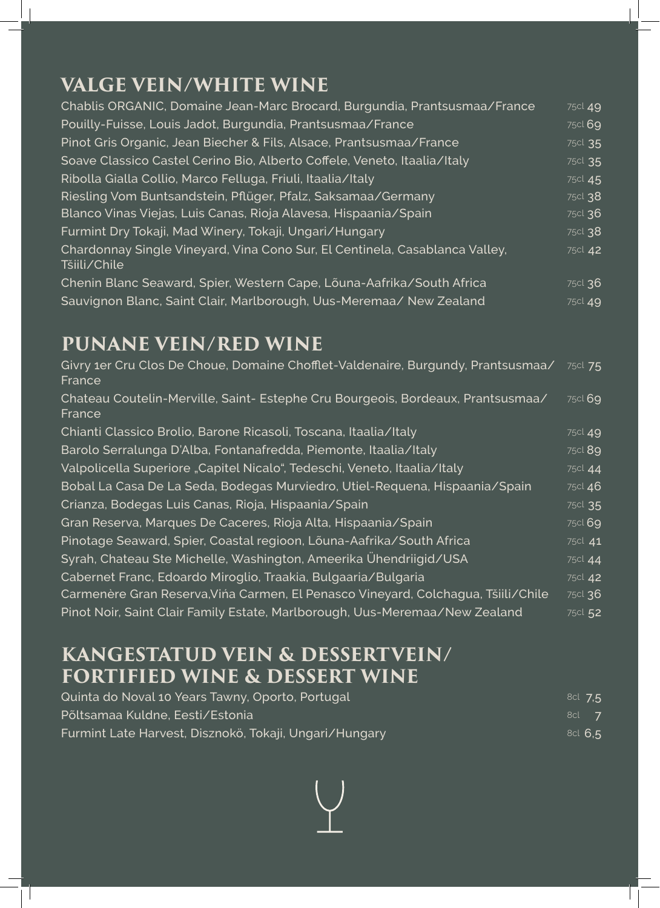## VALGE VEIN/WHITE WINE

| | | |
|---|---|---|
| Chablis ORGANIC, Domaine Jean-Marc Brocard, Burgundia, Prantsusmaa/France | 75cl | 49 |
| Pouilly-Fuisse, Louis Jadot, Burgundia, Prantsusmaa/France | 75cl | 69 |
| Pinot Gris Organic, Jean Biecher & Fils, Alsace, Prantsusmaa/France | 75cl | 35 |
| Soave Classico Castel Cerino Bio, Alberto Coffele, Veneto, Itaalia/Italy | 75cl | 35 |
| Ribolla Gialla Collio, Marco Felluga, Friuli, Itaalia/Italy | 75cl | 45 |
| Riesling Vom Buntsandstein, Pflüger, Pfalz, Saksamaa/Germany | 75cl | 38 |
| Blanco Vinas Viejas, Luis Canas, Rioja Alavesa, Hispaania/Spain | 75cl | 36 |
| Furmint Dry Tokaji, Mad Winery, Tokaji, Ungari/Hungary | 75cl | 38 |
| Chardonnay Single Vineyard, Vina Cono Sur, El Centinela, Casablanca Valley, Tšiili/Chile | 75cl | 42 |
| Chenin Blanc Seaward, Spier, Western Cape, Lõuna-Aafrika/South Africa | 75cl | 36 |
| Sauvignon Blanc, Saint Clair, Marlborough, Uus-Meremaa/ New Zealand | 75cl | 49 |

## PUNANE VEIN/RED WINE

| | | |
|---|---|---|
| Givry 1er Cru Clos De Choue, Domaine Chofflet-Valdenaire, Burgundy, Prantsusmaa/ France | 75cl | 75 |
| Chateau Coutelin-Merville, Saint- Estephe Cru Bourgeois, Bordeaux, Prantsusmaa/ France | 75cl | 69 |
| Chianti Classico Brolio, Barone Ricasoli, Toscana, Itaalia/Italy | 75cl | 49 |
| Barolo Serralunga D'Alba, Fontanafredda, Piemonte, Itaalia/Italy | 75cl | 89 |
| Valpolicella Superiore „Capitel Nicalo", Tedeschi, Veneto, Itaalia/Italy | 75cl | 44 |
| Bobal La Casa De La Seda, Bodegas Murviedro, Utiel-Requena, Hispaania/Spain | 75cl | 46 |
| Crianza, Bodegas Luis Canas, Rioja, Hispaania/Spain | 75cl | 35 |
| Gran Reserva, Marques De Caceres, Rioja Alta, Hispaania/Spain | 75cl | 69 |
| Pinotage Seaward, Spier, Coastal regioon, Lõuna-Aafrika/South Africa | 75cl | 41 |
| Syrah, Chateau Ste Michelle, Washington, Ameerika Ühendriigid/USA | 75cl | 44 |
| Cabernet Franc, Edoardo Miroglio, Traakia, Bulgaaria/Bulgaria | 75cl | 42 |
| Carmenère Gran Reserva,Viňa Carmen, El Penasco Vineyard, Colchagua, Tšiili/Chile | 75cl | 36 |
| Pinot Noir, Saint Clair Family Estate, Marlborough, Uus-Meremaa/New Zealand | 75cl | 52 |

## KANGESTATUD VEIN & DESSERTVEIN/ FORTIFIED WINE & DESSERT WINE

| | | |
|---|---|---|
| Quinta do Noval 10 Years Tawny, Oporto, Portugal | 8cl | 7,5 |
| Põltsamaa Kuldne, Eesti/Estonia | 8cl | 7 |
| Furmint Late Harvest, Disznokö, Tokaji, Ungari/Hungary | 8cl | 6,5 |